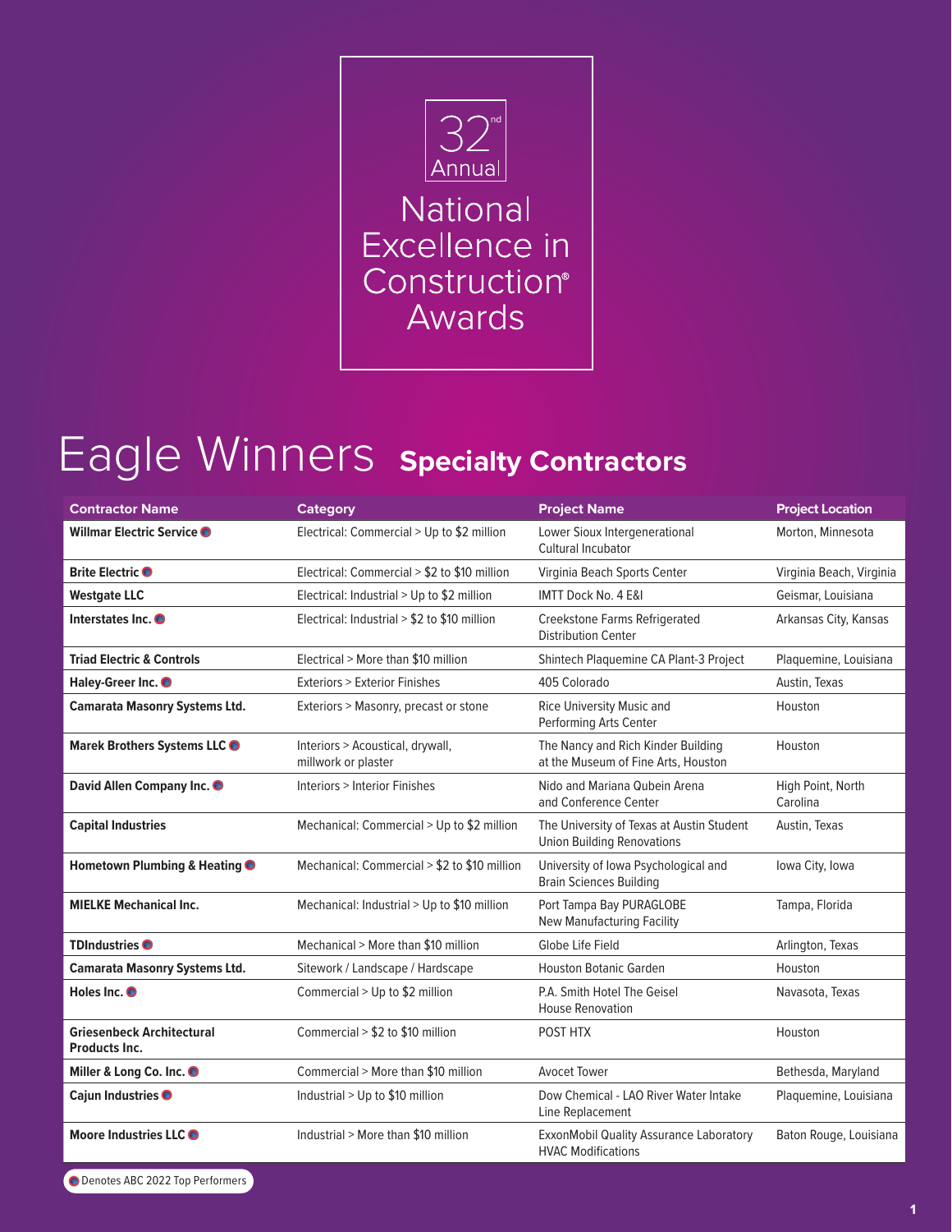# 32nd Annual National Excellence in Construction® Awards

## Eagle Winners **Specialty Contractors**

| Contractor Name | Category | Project Name | Project Location |
|---|---|---|---|
| **Willmar Electric Service** ● | Electrical: Commercial > Up to $2 million | Lower Sioux Intergenerational Cultural Incubator | Morton, Minnesota |
| **Brite Electric** ● | Electrical: Commercial > $2 to $10 million | Virginia Beach Sports Center | Virginia Beach, Virginia |
| **Westgate LLC** | Electrical: Industrial > Up to $2 million | IMTT Dock No. 4 E&I | Geismar, Louisiana |
| **Interstates Inc.** ● | Electrical: Industrial > $2 to $10 million | Creekstone Farms Refrigerated Distribution Center | Arkansas City, Kansas |
| **Triad Electric & Controls** | Electrical > More than $10 million | Shintech Plaquemine CA Plant-3 Project | Plaquemine, Louisiana |
| **Haley-Greer Inc.** ● | Exteriors > Exterior Finishes | 405 Colorado | Austin, Texas |
| **Camarata Masonry Systems Ltd.** | Exteriors > Masonry, precast or stone | Rice University Music and Performing Arts Center | Houston |
| **Marek Brothers Systems LLC** ● | Interiors > Acoustical, drywall, millwork or plaster | The Nancy and Rich Kinder Building at the Museum of Fine Arts, Houston | Houston |
| **David Allen Company Inc.** ● | Interiors > Interior Finishes | Nido and Mariana Qubein Arena and Conference Center | High Point, North Carolina |
| **Capital Industries** | Mechanical: Commercial > Up to $2 million | The University of Texas at Austin Student Union Building Renovations | Austin, Texas |
| **Hometown Plumbing & Heating** ● | Mechanical: Commercial > $2 to $10 million | University of Iowa Psychological and Brain Sciences Building | Iowa City, Iowa |
| **MIELKE Mechanical Inc.** | Mechanical: Industrial > Up to $10 million | Port Tampa Bay PURAGLOBE New Manufacturing Facility | Tampa, Florida |
| **TDIndustries** ● | Mechanical > More than $10 million | Globe Life Field | Arlington, Texas |
| **Camarata Masonry Systems Ltd.** | Sitework / Landscape / Hardscape | Houston Botanic Garden | Houston |
| **Holes Inc.** ● | Commercial > Up to $2 million | P.A. Smith Hotel The Geisel House Renovation | Navasota, Texas |
| **Griesenbeck Architectural Products Inc.** | Commercial > $2 to $10 million | POST HTX | Houston |
| **Miller & Long Co. Inc.** ● | Commercial > More than $10 million | Avocet Tower | Bethesda, Maryland |
| **Cajun Industries** ● | Industrial > Up to $10 million | Dow Chemical - LAO River Water Intake Line Replacement | Plaquemine, Louisiana |
| **Moore Industries LLC** ● | Industrial > More than $10 million | ExxonMobil Quality Assurance Laboratory HVAC Modifications | Baton Rouge, Louisiana |

● Denotes ABC 2022 Top Performers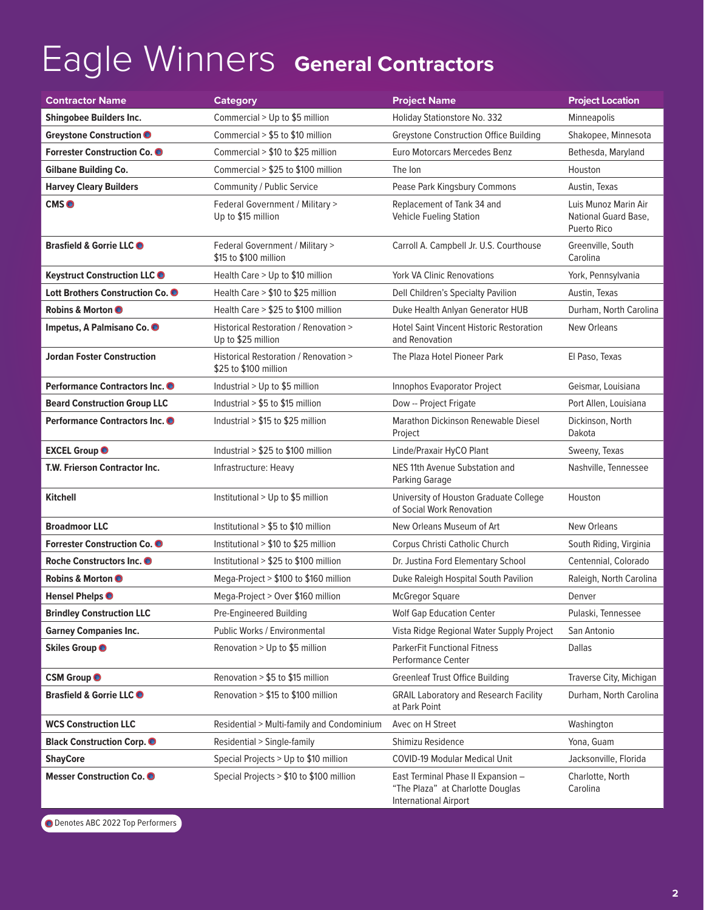# Eagle Winners **General Contractors**

| Contractor Name | Category | Project Name | Project Location |
|---|---|---|---|
| **Shingobee Builders Inc.** | Commercial > Up to $5 million | Holiday Stationstore No. 332 | Minneapolis |
| **Greystone Construction** ● | Commercial > $5 to $10 million | Greystone Construction Office Building | Shakopee, Minnesota |
| **Forrester Construction Co.** ● | Commercial > $10 to $25 million | Euro Motorcars Mercedes Benz | Bethesda, Maryland |
| **Gilbane Building Co.** | Commercial > $25 to $100 million | The Ion | Houston |
| **Harvey Cleary Builders** | Community / Public Service | Pease Park Kingsbury Commons | Austin, Texas |
| **CMS** ● | Federal Government / Military > Up to $15 million | Replacement of Tank 34 and Vehicle Fueling Station | Luis Munoz Marin Air National Guard Base, Puerto Rico |
| **Brasfield & Gorrie LLC** ● | Federal Government / Military > $15 to $100 million | Carroll A. Campbell Jr. U.S. Courthouse | Greenville, South Carolina |
| **Keystruct Construction LLC** ● | Health Care > Up to $10 million | York VA Clinic Renovations | York, Pennsylvania |
| **Lott Brothers Construction Co.** ● | Health Care > $10 to $25 million | Dell Children's Specialty Pavilion | Austin, Texas |
| **Robins & Morton** ● | Health Care > $25 to $100 million | Duke Health Anlyan Generator HUB | Durham, North Carolina |
| **Impetus, A Palmisano Co.** ● | Historical Restoration / Renovation > Up to $25 million | Hotel Saint Vincent Historic Restoration and Renovation | New Orleans |
| **Jordan Foster Construction** | Historical Restoration / Renovation > $25 to $100 million | The Plaza Hotel Pioneer Park | El Paso, Texas |
| **Performance Contractors Inc.** ● | Industrial > Up to $5 million | Innophos Evaporator Project | Geismar, Louisiana |
| **Beard Construction Group LLC** | Industrial > $5 to $15 million | Dow -- Project Frigate | Port Allen, Louisiana |
| **Performance Contractors Inc.** ● | Industrial > $15 to $25 million | Marathon Dickinson Renewable Diesel Project | Dickinson, North Dakota |
| **EXCEL Group** ● | Industrial > $25 to $100 million | Linde/Praxair HyCO Plant | Sweeny, Texas |
| **T.W. Frierson Contractor Inc.** | Infrastructure: Heavy | NES 11th Avenue Substation and Parking Garage | Nashville, Tennessee |
| **Kitchell** | Institutional > Up to $5 million | University of Houston Graduate College of Social Work Renovation | Houston |
| **Broadmoor LLC** | Institutional > $5 to $10 million | New Orleans Museum of Art | New Orleans |
| **Forrester Construction Co.** ● | Institutional > $10 to $25 million | Corpus Christi Catholic Church | South Riding, Virginia |
| **Roche Constructors Inc.** ● | Institutional > $25 to $100 million | Dr. Justina Ford Elementary School | Centennial, Colorado |
| **Robins & Morton** ● | Mega-Project > $100 to $160 million | Duke Raleigh Hospital South Pavilion | Raleigh, North Carolina |
| **Hensel Phelps** ● | Mega-Project > Over $160 million | McGregor Square | Denver |
| **Brindley Construction LLC** | Pre-Engineered Building | Wolf Gap Education Center | Pulaski, Tennessee |
| **Garney Companies Inc.** | Public Works / Environmental | Vista Ridge Regional Water Supply Project | San Antonio |
| **Skiles Group** ● | Renovation > Up to $5 million | ParkerFit Functional Fitness Performance Center | Dallas |
| **CSM Group** ● | Renovation > $5 to $15 million | Greenleaf Trust Office Building | Traverse City, Michigan |
| **Brasfield & Gorrie LLC** ● | Renovation > $15 to $100 million | GRAIL Laboratory and Research Facility at Park Point | Durham, North Carolina |
| **WCS Construction LLC** | Residential > Multi-family and Condominium | Avec on H Street | Washington |
| **Black Construction Corp.** ● | Residential > Single-family | Shimizu Residence | Yona, Guam |
| **ShayCore** | Special Projects > Up to $10 million | COVID-19 Modular Medical Unit | Jacksonville, Florida |
| **Messer Construction Co.** ● | Special Projects > $10 to $100 million | East Terminal Phase II Expansion – "The Plaza" at Charlotte Douglas International Airport | Charlotte, North Carolina |

● Denotes ABC 2022 Top Performers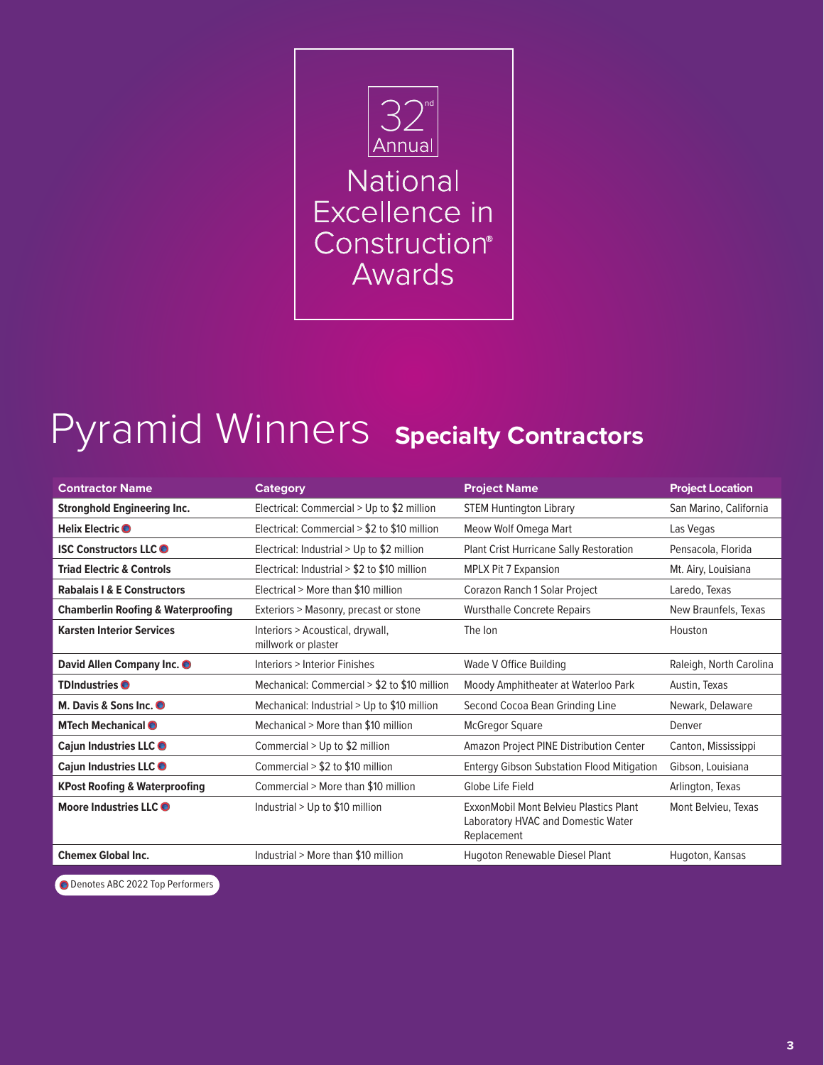32nd Annual

# National Excellence in Construction® Awards

## Pyramid Winners Specialty Contractors

| Contractor Name | Category | Project Name | Project Location |
|---|---|---|---|
| **Stronghold Engineering Inc.** | Electrical: Commercial > Up to $2 million | STEM Huntington Library | San Marino, California |
| **Helix Electric** ● | Electrical: Commercial > $2 to $10 million | Meow Wolf Omega Mart | Las Vegas |
| **ISC Constructors LLC** ● | Electrical: Industrial > Up to $2 million | Plant Crist Hurricane Sally Restoration | Pensacola, Florida |
| **Triad Electric & Controls** | Electrical: Industrial > $2 to $10 million | MPLX Pit 7 Expansion | Mt. Airy, Louisiana |
| **Rabalais I & E Constructors** | Electrical > More than $10 million | Corazon Ranch 1 Solar Project | Laredo, Texas |
| **Chamberlin Roofing & Waterproofing** | Exteriors > Masonry, precast or stone | Wursthalle Concrete Repairs | New Braunfels, Texas |
| **Karsten Interior Services** | Interiors > Acoustical, drywall, millwork or plaster | The Ion | Houston |
| **David Allen Company Inc.** ● | Interiors > Interior Finishes | Wade V Office Building | Raleigh, North Carolina |
| **TDIndustries** ● | Mechanical: Commercial > $2 to $10 million | Moody Amphitheater at Waterloo Park | Austin, Texas |
| **M. Davis & Sons Inc.** ● | Mechanical: Industrial > Up to $10 million | Second Cocoa Bean Grinding Line | Newark, Delaware |
| **MTech Mechanical** ● | Mechanical > More than $10 million | McGregor Square | Denver |
| **Cajun Industries LLC** ● | Commercial > Up to $2 million | Amazon Project PINE Distribution Center | Canton, Mississippi |
| **Cajun Industries LLC** ● | Commercial > $2 to $10 million | Entergy Gibson Substation Flood Mitigation | Gibson, Louisiana |
| **KPost Roofing & Waterproofing** | Commercial > More than $10 million | Globe Life Field | Arlington, Texas |
| **Moore Industries LLC** ● | Industrial > Up to $10 million | ExxonMobil Mont Belvieu Plastics Plant Laboratory HVAC and Domestic Water Replacement | Mont Belvieu, Texas |
| **Chemex Global Inc.** | Industrial > More than $10 million | Hugoton Renewable Diesel Plant | Hugoton, Kansas |

● Denotes ABC 2022 Top Performers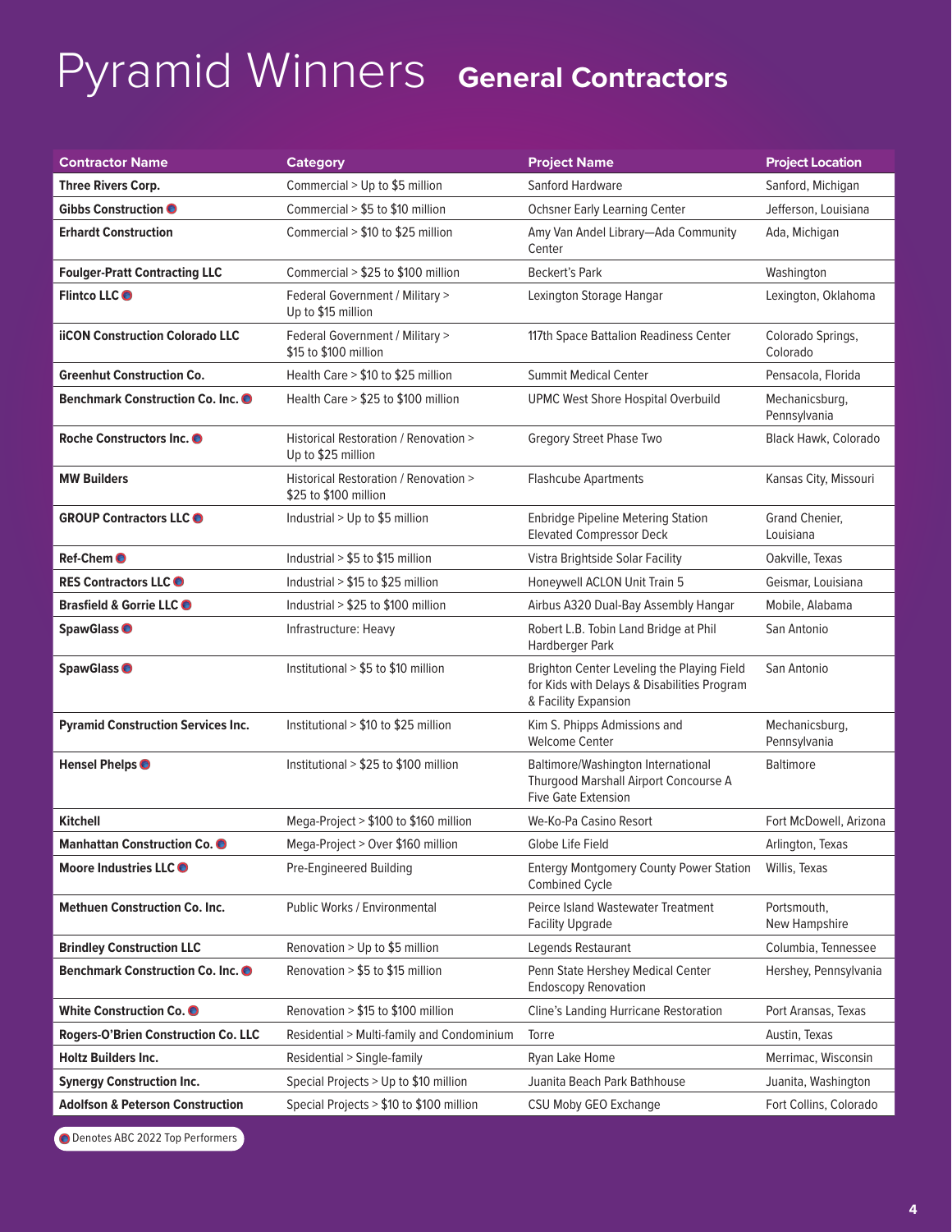# Pyramid Winners **General Contractors**

| Contractor Name | Category | Project Name | Project Location |
|---|---|---|---|
| **Three Rivers Corp.** | Commercial > Up to $5 million | Sanford Hardware | Sanford, Michigan |
| **Gibbs Construction** ● | Commercial > $5 to $10 million | Ochsner Early Learning Center | Jefferson, Louisiana |
| **Erhardt Construction** | Commercial > $10 to $25 million | Amy Van Andel Library—Ada Community Center | Ada, Michigan |
| **Foulger-Pratt Contracting LLC** | Commercial > $25 to $100 million | Beckert's Park | Washington |
| **Flintco LLC** ● | Federal Government / Military > Up to $15 million | Lexington Storage Hangar | Lexington, Oklahoma |
| **iiCON Construction Colorado LLC** | Federal Government / Military > $15 to $100 million | 117th Space Battalion Readiness Center | Colorado Springs, Colorado |
| **Greenhut Construction Co.** | Health Care > $10 to $25 million | Summit Medical Center | Pensacola, Florida |
| **Benchmark Construction Co. Inc.** ● | Health Care > $25 to $100 million | UPMC West Shore Hospital Overbuild | Mechanicsburg, Pennsylvania |
| **Roche Constructors Inc.** ● | Historical Restoration / Renovation > Up to $25 million | Gregory Street Phase Two | Black Hawk, Colorado |
| **MW Builders** | Historical Restoration / Renovation > $25 to $100 million | Flashcube Apartments | Kansas City, Missouri |
| **GROUP Contractors LLC** ● | Industrial > Up to $5 million | Enbridge Pipeline Metering Station Elevated Compressor Deck | Grand Chenier, Louisiana |
| **Ref-Chem** ● | Industrial > $5 to $15 million | Vistra Brightside Solar Facility | Oakville, Texas |
| **RES Contractors LLC** ● | Industrial > $15 to $25 million | Honeywell ACLON Unit Train 5 | Geismar, Louisiana |
| **Brasfield & Gorrie LLC** ● | Industrial > $25 to $100 million | Airbus A320 Dual-Bay Assembly Hangar | Mobile, Alabama |
| **SpawGlass** ● | Infrastructure: Heavy | Robert L.B. Tobin Land Bridge at Phil Hardberger Park | San Antonio |
| **SpawGlass** ● | Institutional > $5 to $10 million | Brighton Center Leveling the Playing Field for Kids with Delays & Disabilities Program & Facility Expansion | San Antonio |
| **Pyramid Construction Services Inc.** | Institutional > $10 to $25 million | Kim S. Phipps Admissions and Welcome Center | Mechanicsburg, Pennsylvania |
| **Hensel Phelps** ● | Institutional > $25 to $100 million | Baltimore/Washington International Thurgood Marshall Airport Concourse A Five Gate Extension | Baltimore |
| **Kitchell** | Mega-Project > $100 to $160 million | We-Ko-Pa Casino Resort | Fort McDowell, Arizona |
| **Manhattan Construction Co.** ● | Mega-Project > Over $160 million | Globe Life Field | Arlington, Texas |
| **Moore Industries LLC** ● | Pre-Engineered Building | Entergy Montgomery County Power Station Combined Cycle | Willis, Texas |
| **Methuen Construction Co. Inc.** | Public Works / Environmental | Peirce Island Wastewater Treatment Facility Upgrade | Portsmouth, New Hampshire |
| **Brindley Construction LLC** | Renovation > Up to $5 million | Legends Restaurant | Columbia, Tennessee |
| **Benchmark Construction Co. Inc.** ● | Renovation > $5 to $15 million | Penn State Hershey Medical Center Endoscopy Renovation | Hershey, Pennsylvania |
| **White Construction Co.** ● | Renovation > $15 to $100 million | Cline's Landing Hurricane Restoration | Port Aransas, Texas |
| **Rogers-O'Brien Construction Co. LLC** | Residential > Multi-family and Condominium | Torre | Austin, Texas |
| **Holtz Builders Inc.** | Residential > Single-family | Ryan Lake Home | Merrimac, Wisconsin |
| **Synergy Construction Inc.** | Special Projects > Up to $10 million | Juanita Beach Park Bathhouse | Juanita, Washington |
| **Adolfson & Peterson Construction** | Special Projects > $10 to $100 million | CSU Moby GEO Exchange | Fort Collins, Colorado |

● Denotes ABC 2022 Top Performers